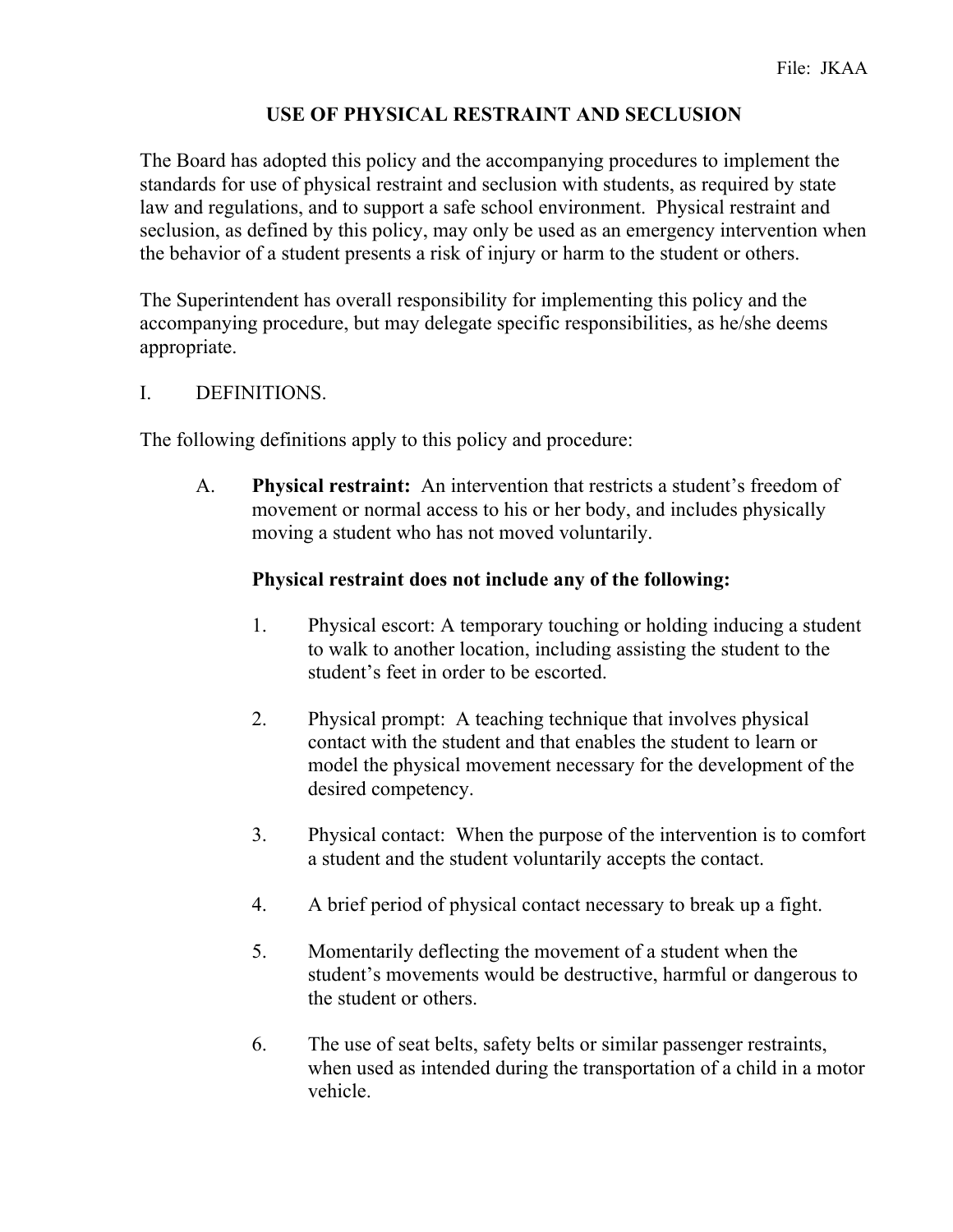File: JKAA

# USE OF PHYSICAL RESTRAINT AND SECLUSION

The Board has adopted this policy and the accompanying procedures to implement the standards for use of physical restraint and seclusion with students, as required by state law and regulations, and to support a safe school environment. Physical restraint and seclusion, as defined by this policy, may only be used as an emergency intervention when the behavior of a student presents a risk of injury or harm to the student or others.

The Superintendent has overall responsibility for implementing this policy and the accompanying procedure, but may delegate specific responsibilities, as he/she deems appropriate.

## I. DEFINITIONS.

The following definitions apply to this policy and procedure:

A. **Physical restraint:** An intervention that restricts a student's freedom of movement or normal access to his or her body, and includes physically moving a student who has not moved voluntarily.

**Physical restraint does not include any of the following:**

1. Physical escort: A temporary touching or holding inducing a student to walk to another location, including assisting the student to the student's feet in order to be escorted.

2. Physical prompt: A teaching technique that involves physical contact with the student and that enables the student to learn or model the physical movement necessary for the development of the desired competency.

3. Physical contact: When the purpose of the intervention is to comfort a student and the student voluntarily accepts the contact.

4. A brief period of physical contact necessary to break up a fight.

5. Momentarily deflecting the movement of a student when the student's movements would be destructive, harmful or dangerous to the student or others.

6. The use of seat belts, safety belts or similar passenger restraints, when used as intended during the transportation of a child in a motor vehicle.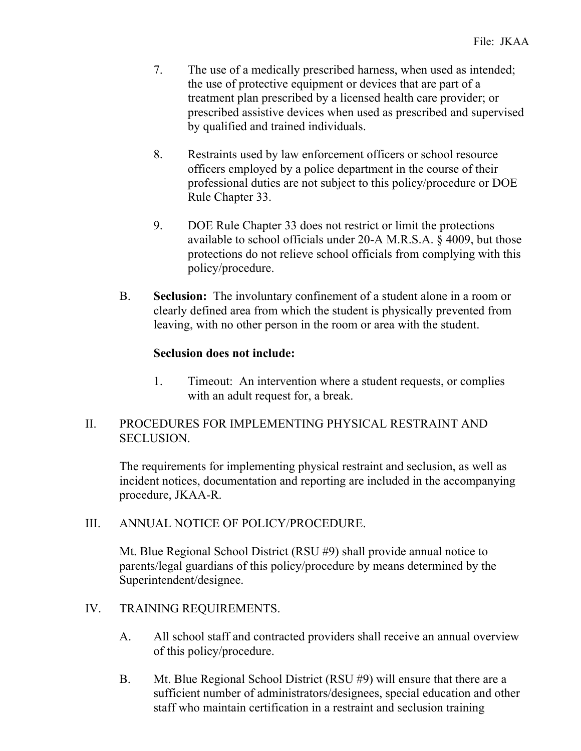7. The use of a medically prescribed harness, when used as intended; the use of protective equipment or devices that are part of a treatment plan prescribed by a licensed health care provider; or prescribed assistive devices when used as prescribed and supervised by qualified and trained individuals.

8. Restraints used by law enforcement officers or school resource officers employed by a police department in the course of their professional duties are not subject to this policy/procedure or DOE Rule Chapter 33.

9. DOE Rule Chapter 33 does not restrict or limit the protections available to school officials under 20-A M.R.S.A. § 4009, but those protections do not relieve school officials from complying with this policy/procedure.

B. **Seclusion:** The involuntary confinement of a student alone in a room or clearly defined area from which the student is physically prevented from leaving, with no other person in the room or area with the student.

**Seclusion does not include:**

1. Timeout: An intervention where a student requests, or complies with an adult request for, a break.

## II. PROCEDURES FOR IMPLEMENTING PHYSICAL RESTRAINT AND SECLUSION.

The requirements for implementing physical restraint and seclusion, as well as incident notices, documentation and reporting are included in the accompanying procedure, JKAA-R.

## III. ANNUAL NOTICE OF POLICY/PROCEDURE.

Mt. Blue Regional School District (RSU #9) shall provide annual notice to parents/legal guardians of this policy/procedure by means determined by the Superintendent/designee.

## IV. TRAINING REQUIREMENTS.

A. All school staff and contracted providers shall receive an annual overview of this policy/procedure.

B. Mt. Blue Regional School District (RSU #9) will ensure that there are a sufficient number of administrators/designees, special education and other staff who maintain certification in a restraint and seclusion training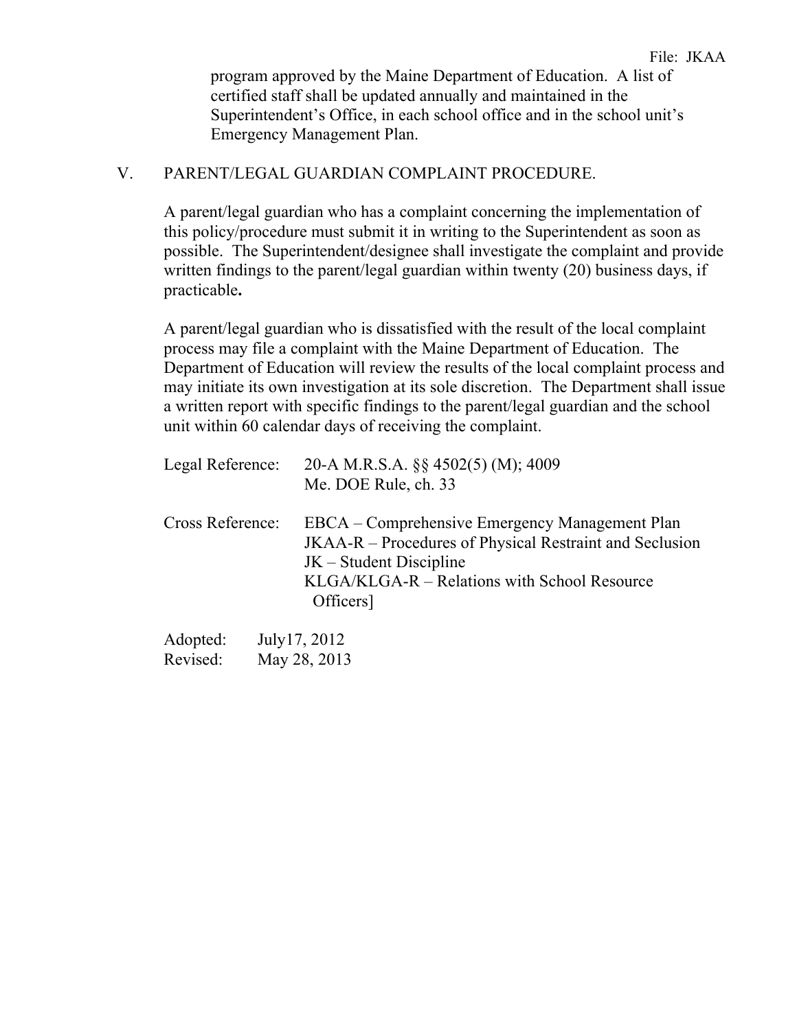program approved by the Maine Department of Education. A list of certified staff shall be updated annually and maintained in the Superintendent's Office, in each school office and in the school unit's Emergency Management Plan.

## V. PARENT/LEGAL GUARDIAN COMPLAINT PROCEDURE.

A parent/legal guardian who has a complaint concerning the implementation of this policy/procedure must submit it in writing to the Superintendent as soon as possible. The Superintendent/designee shall investigate the complaint and provide written findings to the parent/legal guardian within twenty (20) business days, if practicable**.**

A parent/legal guardian who is dissatisfied with the result of the local complaint process may file a complaint with the Maine Department of Education. The Department of Education will review the results of the local complaint process and may initiate its own investigation at its sole discretion. The Department shall issue a written report with specific findings to the parent/legal guardian and the school unit within 60 calendar days of receiving the complaint.

Legal Reference: 20-A M.R.S.A. §§ 4502(5) (M); 4009
Me. DOE Rule, ch. 33

Cross Reference: EBCA – Comprehensive Emergency Management Plan
JKAA-R – Procedures of Physical Restraint and Seclusion
JK – Student Discipline
KLGA/KLGA-R – Relations with School Resource Officers]

Adopted: July17, 2012
Revised: May 28, 2013